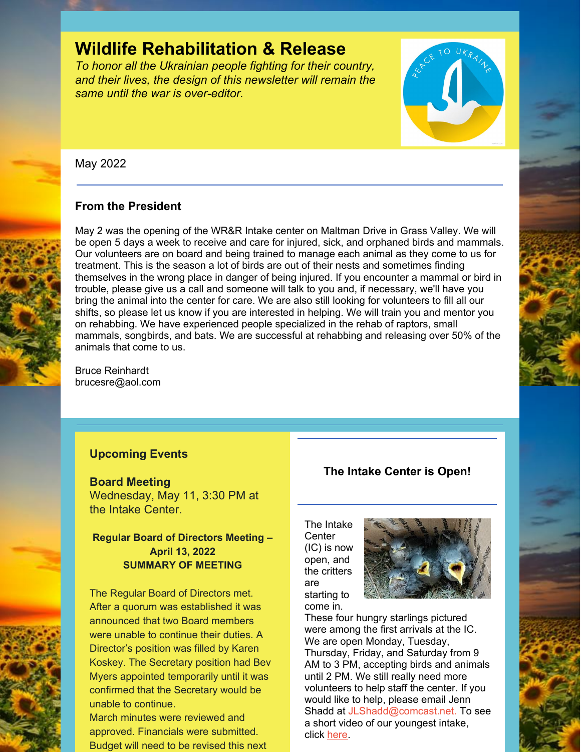# Wildlife Rehabilitation & Release

*To honor all the Ukrainian people fighting for their country, and their lives, the design of this newsletter will remain the same until the war is over-editor.*

May 2022

## From the President

May 2 was the opening of the WR&R Intake center on Maltman Drive in Grass Valley. We will be open 5 days a week to receive and care for injured, sick, and orphaned birds and mammals. Our volunteers are on board and being trained to manage each animal as they come to us for treatment. This is the season a lot of birds are out of their nests and sometimes finding themselves in the wrong place in danger of being injured. If you encounter a mammal or bird in trouble, please give us a call and someone will talk to you and, if necessary, we'll have you bring the animal into the center for care. We are also still looking for volunteers to fill all our shifts, so please let us know if you are interested in helping. We will train you and mentor you on rehabbing. We have experienced people specialized in the rehab of raptors, small mammals, songbirds, and bats. We are successful at rehabbing and releasing over 50% of the animals that come to us.

Bruce Reinhardt
brucesre@aol.com

## Upcoming Events

**Board Meeting**
Wednesday, May 11, 3:30 PM at the Intake Center.

**Regular Board of Directors Meeting – April 13, 2022**
**SUMMARY OF MEETING**

The Regular Board of Directors met. After a quorum was established it was announced that two Board members were unable to continue their duties. A Director's position was filled by Karen Koskey. The Secretary position had Bev Myers appointed temporarily until it was confirmed that the Secretary would be unable to continue.
March minutes were reviewed and approved. Financials were submitted. Budget will need to be revised this next

## The Intake Center is Open!

The Intake Center (IC) is now open, and the critters are starting to come in.
These four hungry starlings pictured were among the first arrivals at the IC. We are open Monday, Tuesday, Thursday, Friday, and Saturday from 9 AM to 3 PM, accepting birds and animals until 2 PM. We still really need more volunteers to help staff the center. If you would like to help, please email Jenn Shadd at JLShadd@comcast.net. To see a short video of our youngest intake, click here.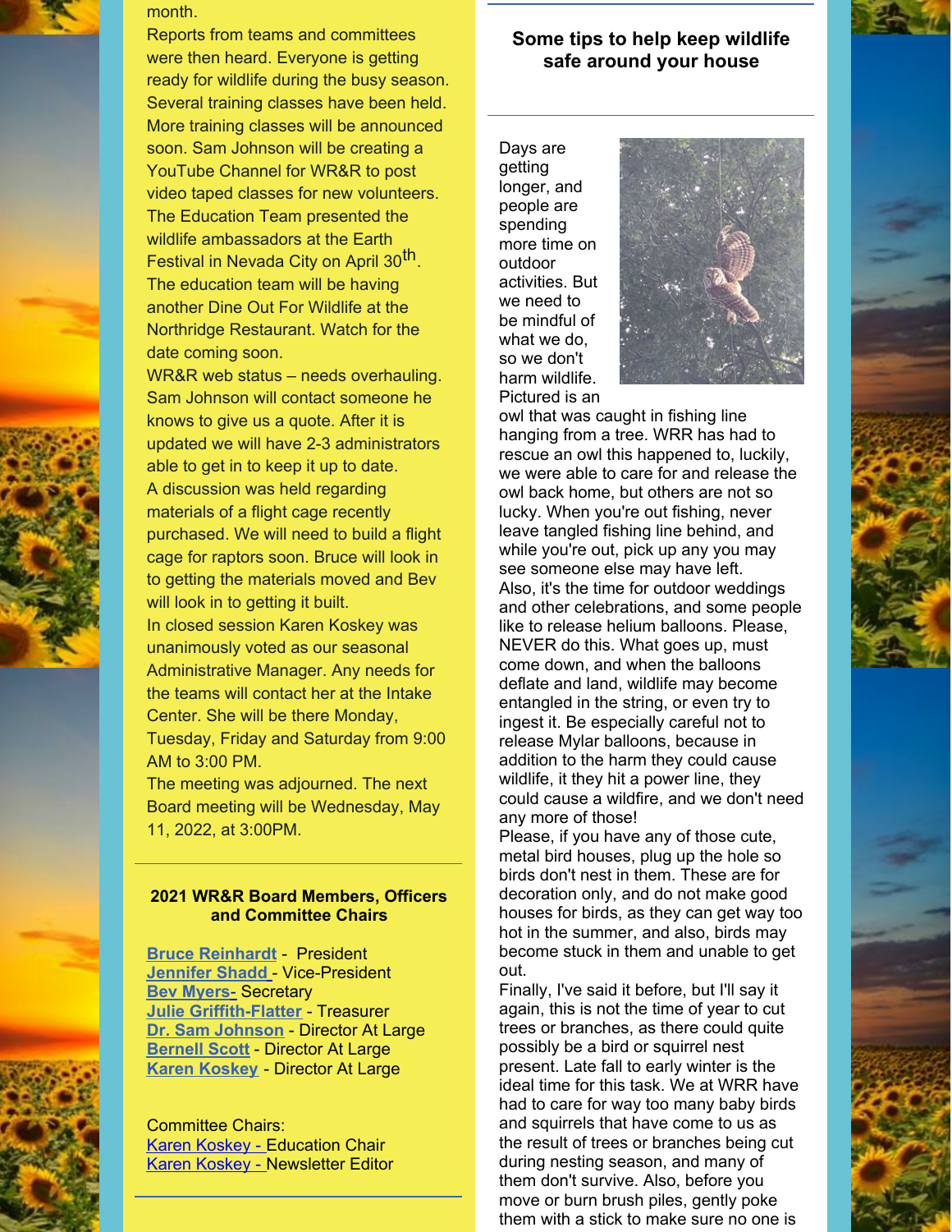month.

Reports from teams and committees were then heard. Everyone is getting ready for wildlife during the busy season. Several training classes have been held. More training classes will be announced soon. Sam Johnson will be creating a YouTube Channel for WR&R to post video taped classes for new volunteers.

The Education Team presented the wildlife ambassadors at the Earth Festival in Nevada City on April 30th.

The education team will be having another Dine Out For Wildlife at the Northridge Restaurant. Watch for the date coming soon.

WR&R web status – needs overhauling. Sam Johnson will contact someone he knows to give us a quote. After it is updated we will have 2-3 administrators able to get in to keep it up to date.

A discussion was held regarding materials of a flight cage recently purchased. We will need to build a flight cage for raptors soon. Bruce will look in to getting the materials moved and Bev will look in to getting it built.

In closed session Karen Koskey was unanimously voted as our seasonal Administrative Manager. Any needs for the teams will contact her at the Intake Center. She will be there Monday, Tuesday, Friday and Saturday from 9:00 AM to 3:00 PM.

The meeting was adjourned. The next Board meeting will be Wednesday, May 11, 2022, at 3:00PM.

### 2021 WR&R Board Members, Officers and Committee Chairs

**Bruce Reinhardt** - President
**Jennifer Shadd** - Vice-President
**Bev Myers-** Secretary
**Julie Griffith-Flatter** - Treasurer
**Dr. Sam Johnson** - Director At Large
**Bernell Scott** - Director At Large
**Karen Koskey** - Director At Large

Committee Chairs:
Karen Koskey - Education Chair
Karen Koskey - Newsletter Editor

### Some tips to help keep wildlife safe around your house

Days are getting longer, and people are spending more time on outdoor activities. But we need to be mindful of what we do, so we don't harm wildlife. Pictured is an owl that was caught in fishing line hanging from a tree. WRR has had to rescue an owl this happened to, luckily, we were able to care for and release the owl back home, but others are not so lucky. When you're out fishing, never leave tangled fishing line behind, and while you're out, pick up any you may see someone else may have left.

Also, it's the time for outdoor weddings and other celebrations, and some people like to release helium balloons. Please, NEVER do this. What goes up, must come down, and when the balloons deflate and land, wildlife may become entangled in the string, or even try to ingest it. Be especially careful not to release Mylar balloons, because in addition to the harm they could cause wildlife, it they hit a power line, they could cause a wildfire, and we don't need any more of those!

Please, if you have any of those cute, metal bird houses, plug up the hole so birds don't nest in them. These are for decoration only, and do not make good houses for birds, as they can get way too hot in the summer, and also, birds may become stuck in them and unable to get out.

Finally, I've said it before, but I'll say it again, this is not the time of year to cut trees or branches, as there could quite possibly be a bird or squirrel nest present. Late fall to early winter is the ideal time for this task. We at WRR have had to care for way too many baby birds and squirrels that have come to us as the result of trees or branches being cut during nesting season, and many of them don't survive. Also, before you move or burn brush piles, gently poke them with a stick to make sure no one is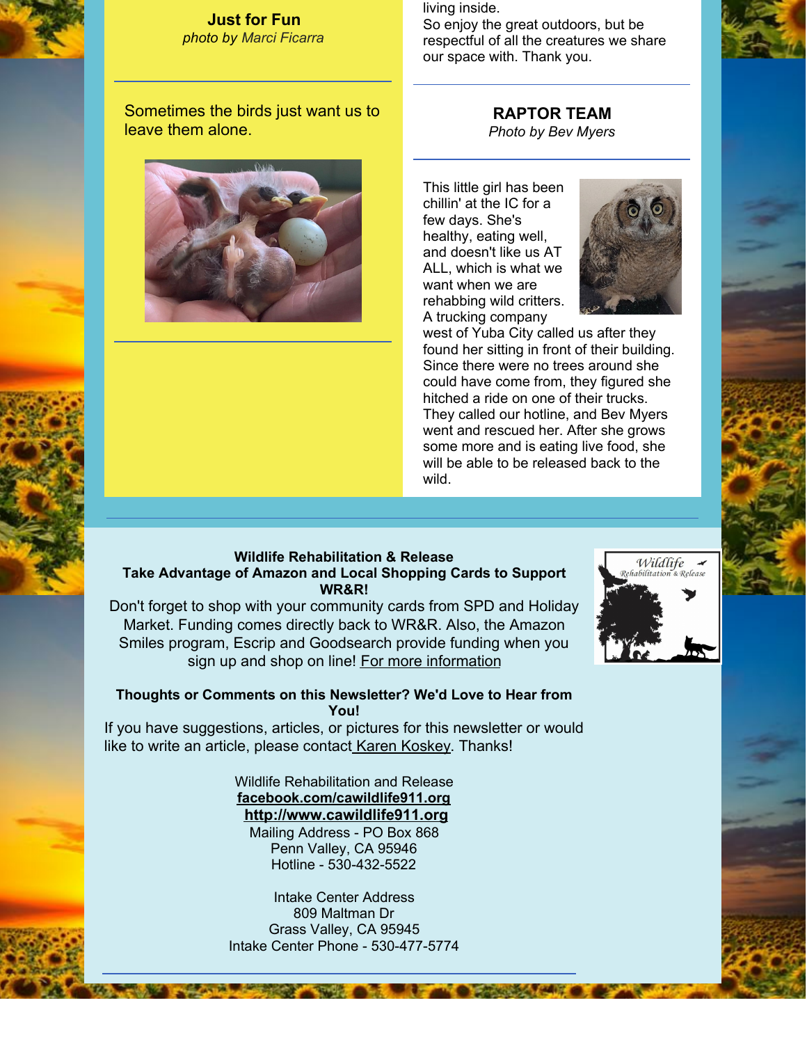### Just for Fun

*photo by Marci Ficarra*

Sometimes the birds just want us to leave them alone.

living inside.
So enjoy the great outdoors, but be respectful of all the creatures we share our space with. Thank you.

### RAPTOR TEAM

*Photo by Bev Myers*

This little girl has been chillin' at the IC for a few days. She's healthy, eating well, and doesn't like us AT ALL, which is what we want when we are rehabbing wild critters. A trucking company west of Yuba City called us after they found her sitting in front of their building. Since there were no trees around she could have come from, they figured she hitched a ride on one of their trucks. They called our hotline, and Bev Myers went and rescued her. After she grows some more and is eating live food, she will be able to be released back to the wild.

**Wildlife Rehabilitation & Release**
**Take Advantage of Amazon and Local Shopping Cards to Support WR&R!**

Don't forget to shop with your community cards from SPD and Holiday Market. Funding comes directly back to WR&R. Also, the Amazon Smiles program, Escrip and Goodsearch provide funding when you sign up and shop on line! For more information

**Thoughts or Comments on this Newsletter? We'd Love to Hear from You!**

If you have suggestions, articles, or pictures for this newsletter or would like to write an article, please contact Karen Koskey. Thanks!

Wildlife Rehabilitation and Release
**facebook.com/cawildlife911.org**
**http://www.cawildlife911.org**
Mailing Address - PO Box 868
Penn Valley, CA 95946
Hotline - 530-432-5522

Intake Center Address
809 Maltman Dr
Grass Valley, CA 95945
Intake Center Phone - 530-477-5774